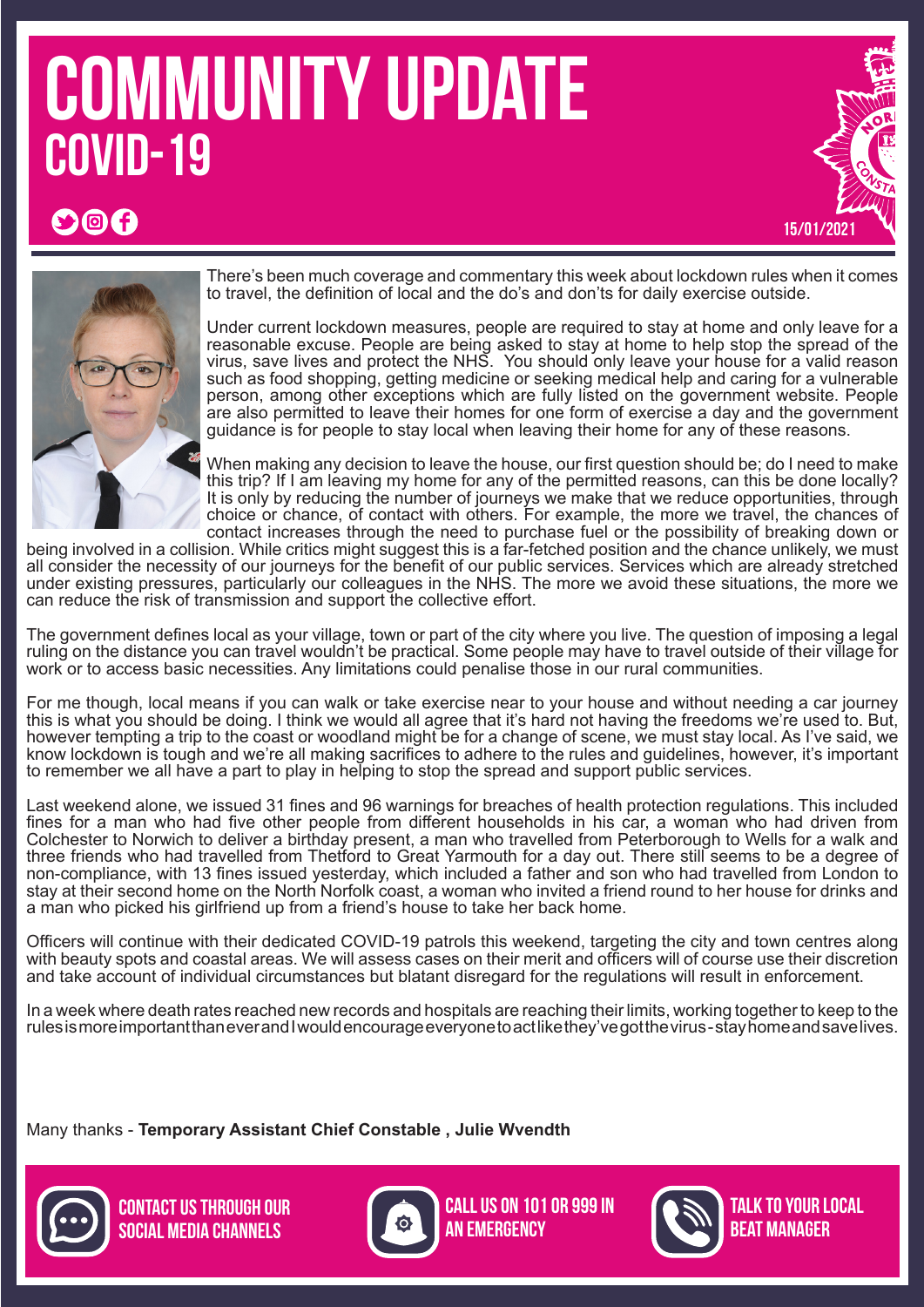# COMMUNITY UPDATE

## COVID-19

15/01/2021

There's been much coverage and commentary this week about lockdown rules when it comes to travel, the definition of local and the do's and don'ts for daily exercise outside.

Under current lockdown measures, people are required to stay at home and only leave for a reasonable excuse. People are being asked to stay at home to help stop the spread of the virus, save lives and protect the NHS. You should only leave your house for a valid reason such as food shopping, getting medicine or seeking medical help and caring for a vulnerable person, among other exceptions which are fully listed on the government website. People are also permitted to leave their homes for one form of exercise a day and the government guidance is for people to stay local when leaving their home for any of these reasons.

When making any decision to leave the house, our first question should be; do I need to make this trip? If I am leaving my home for any of the permitted reasons, can this be done locally? It is only by reducing the number of journeys we make that we reduce opportunities, through choice or chance, of contact with others. For example, the more we travel, the chances of contact increases through the need to purchase fuel or the possibility of breaking down or being involved in a collision. While critics might suggest this is a far-fetched position and the chance unlikely, we must all consider the necessity of our journeys for the benefit of our public services. Services which are already stretched under existing pressures, particularly our colleagues in the NHS. The more we avoid these situations, the more we can reduce the risk of transmission and support the collective effort.

The government defines local as your village, town or part of the city where you live. The question of imposing a legal ruling on the distance you can travel wouldn't be practical. Some people may have to travel outside of their village for work or to access basic necessities. Any limitations could penalise those in our rural communities.

For me though, local means if you can walk or take exercise near to your house and without needing a car journey this is what you should be doing. I think we would all agree that it's hard not having the freedoms we're used to. But, however tempting a trip to the coast or woodland might be for a change of scene, we must stay local. As I've said, we know lockdown is tough and we're all making sacrifices to adhere to the rules and guidelines, however, it's important to remember we all have a part to play in helping to stop the spread and support public services.

Last weekend alone, we issued 31 fines and 96 warnings for breaches of health protection regulations. This included fines for a man who had five other people from different households in his car, a woman who had driven from Colchester to Norwich to deliver a birthday present, a man who travelled from Peterborough to Wells for a walk and three friends who had travelled from Thetford to Great Yarmouth for a day out. There still seems to be a degree of non-compliance, with 13 fines issued yesterday, which included a father and son who had travelled from London to stay at their second home on the North Norfolk coast, a woman who invited a friend round to her house for drinks and a man who picked his girlfriend up from a friend's house to take her back home.

Officers will continue with their dedicated COVID-19 patrols this weekend, targeting the city and town centres along with beauty spots and coastal areas. We will assess cases on their merit and officers will of course use their discretion and take account of individual circumstances but blatant disregard for the regulations will result in enforcement.

In a week where death rates reached new records and hospitals are reaching their limits, working together to keep to the rules is more important than ever and I would encourage everyone to act like they've got the virus - stay home and save lives.

Many thanks - **Temporary Assistant Chief Constable , Julie Wvendth**

CONTACT US THROUGH OUR SOCIAL MEDIA CHANNELS

CALL US ON 101 OR 999 IN AN EMERGENCY

TALK TO YOUR LOCAL BEAT MANAGER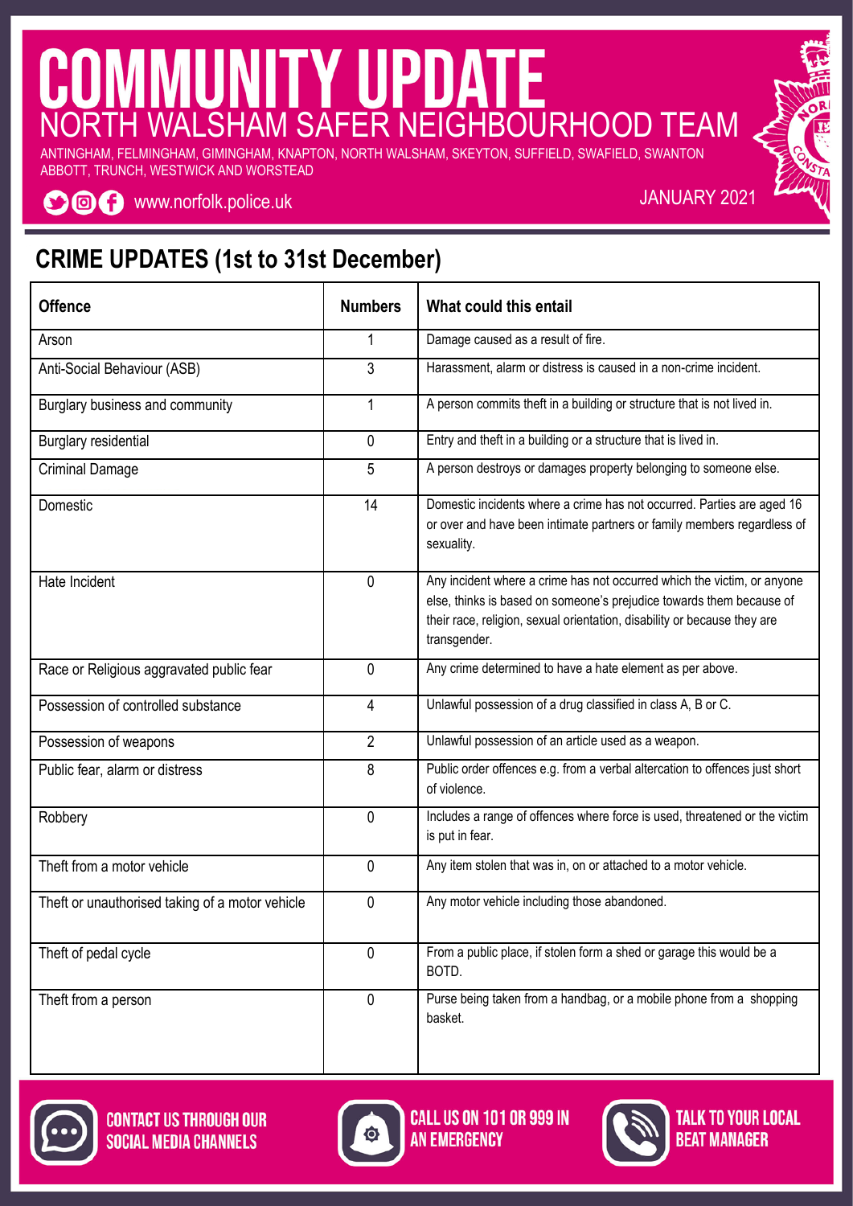# COMMUNITY UPDATE

## NORTH WALSHAM SAFER NEIGHBOURHOOD TEAM

ANTINGHAM, FELMINGHAM, GIMINGHAM, KNAPTON, NORTH WALSHAM, SKEYTON, SUFFIELD, SWAFIELD, SWANTON ABBOTT, TRUNCH, WESTWICK AND WORSTEAD

www.norfolk.police.uk

JANUARY 2021

## CRIME UPDATES (1st to 31st December)

| Offence | Numbers | What could this entail |
|---|---|---|
| Arson | 1 | Damage caused as a result of fire. |
| Anti-Social Behaviour (ASB) | 3 | Harassment, alarm or distress is caused in a non-crime incident. |
| Burglary business and community | 1 | A person commits theft in a building or structure that is not lived in. |
| Burglary residential | 0 | Entry and theft in a building or a structure that is lived in. |
| Criminal Damage | 5 | A person destroys or damages property belonging to someone else. |
| Domestic | 14 | Domestic incidents where a crime has not occurred. Parties are aged 16 or over and have been intimate partners or family members regardless of sexuality. |
| Hate Incident | 0 | Any incident where a crime has not occurred which the victim, or anyone else, thinks is based on someone's prejudice towards them because of their race, religion, sexual orientation, disability or because they are transgender. |
| Race or Religious aggravated public fear | 0 | Any crime determined to have a hate element as per above. |
| Possession of controlled substance | 4 | Unlawful possession of a drug classified in class A, B or C. |
| Possession of weapons | 2 | Unlawful possession of an article used as a weapon. |
| Public fear, alarm or distress | 8 | Public order offences e.g. from a verbal altercation to offences just short of violence. |
| Robbery | 0 | Includes a range of offences where force is used, threatened or the victim is put in fear. |
| Theft from a motor vehicle | 0 | Any item stolen that was in, on or attached to a motor vehicle. |
| Theft or unauthorised taking of a motor vehicle | 0 | Any motor vehicle including those abandoned. |
| Theft of pedal cycle | 0 | From a public place, if stolen form a shed or garage this would be a BOTD. |
| Theft from a person | 0 | Purse being taken from a handbag, or a mobile phone from a shopping basket. |

CONTACT US THROUGH OUR SOCIAL MEDIA CHANNELS

CALL US ON 101 OR 999 IN AN EMERGENCY

TALK TO YOUR LOCAL BEAT MANAGER